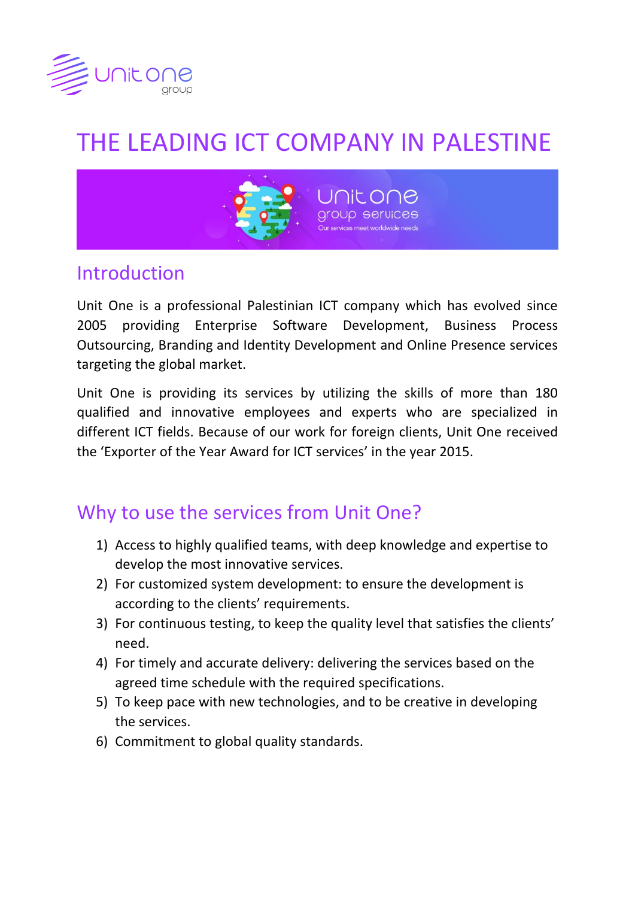# THE LEADING ICT COMPANY IN PALESTINE

## Introduction

Unit One is a professional Palestinian ICT company which has evolved since 2005 providing Enterprise Software Development, Business Process Outsourcing, Branding and Identity Development and Online Presence services targeting the global market.

Unit One is providing its services by utilizing the skills of more than 180 qualified and innovative employees and experts who are specialized in different ICT fields. Because of our work for foreign clients, Unit One received the 'Exporter of the Year Award for ICT services' in the year 2015.

## Why to use the services from Unit One?

1) Access to highly qualified teams, with deep knowledge and expertise to develop the most innovative services.
2) For customized system development: to ensure the development is according to the clients' requirements.
3) For continuous testing, to keep the quality level that satisfies the clients' need.
4) For timely and accurate delivery: delivering the services based on the agreed time schedule with the required specifications.
5) To keep pace with new technologies, and to be creative in developing the services.
6) Commitment to global quality standards.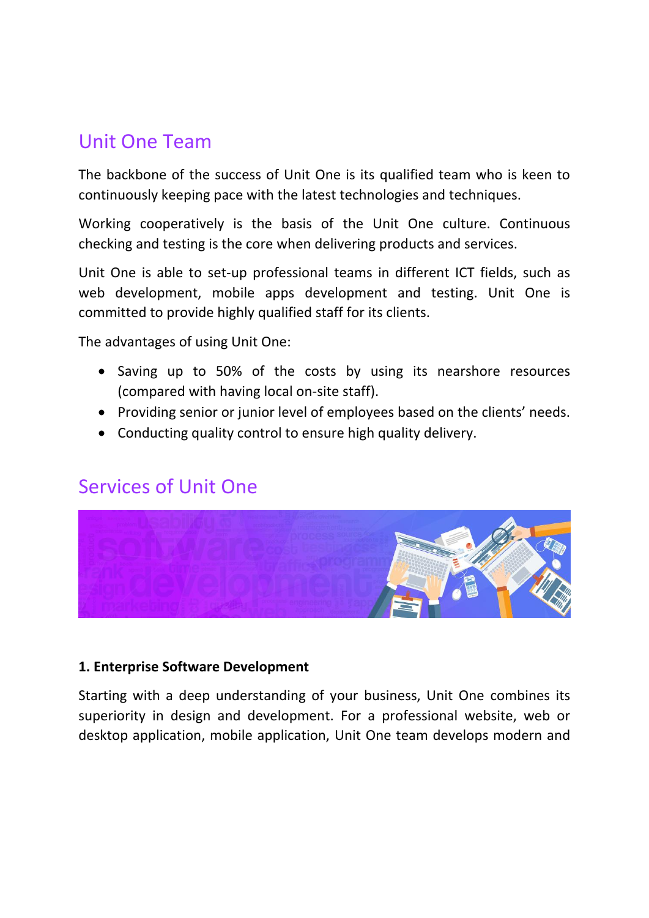## Unit One Team

The backbone of the success of Unit One is its qualified team who is keen to continuously keeping pace with the latest technologies and techniques.

Working cooperatively is the basis of the Unit One culture. Continuous checking and testing is the core when delivering products and services.

Unit One is able to set-up professional teams in different ICT fields, such as web development, mobile apps development and testing. Unit One is committed to provide highly qualified staff for its clients.

The advantages of using Unit One:

- Saving up to 50% of the costs by using its nearshore resources (compared with having local on-site staff).
- Providing senior or junior level of employees based on the clients' needs.
- Conducting quality control to ensure high quality delivery.

## Services of Unit One

**1. Enterprise Software Development**

Starting with a deep understanding of your business, Unit One combines its superiority in design and development. For a professional website, web or desktop application, mobile application, Unit One team develops modern and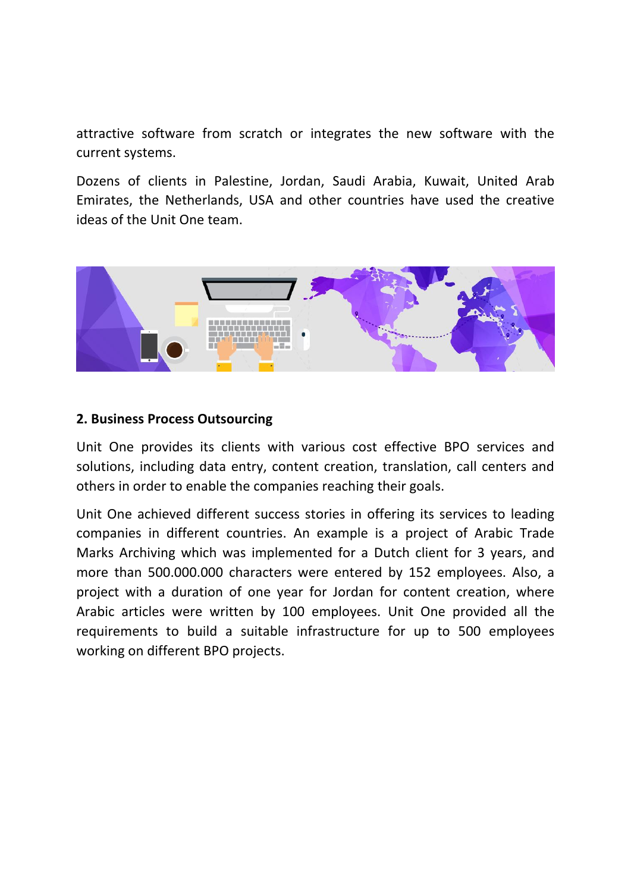attractive software from scratch or integrates the new software with the current systems.

Dozens of clients in Palestine, Jordan, Saudi Arabia, Kuwait, United Arab Emirates, the Netherlands, USA and other countries have used the creative ideas of the Unit One team.

**2. Business Process Outsourcing**

Unit One provides its clients with various cost effective BPO services and solutions, including data entry, content creation, translation, call centers and others in order to enable the companies reaching their goals.

Unit One achieved different success stories in offering its services to leading companies in different countries. An example is a project of Arabic Trade Marks Archiving which was implemented for a Dutch client for 3 years, and more than 500.000.000 characters were entered by 152 employees. Also, a project with a duration of one year for Jordan for content creation, where Arabic articles were written by 100 employees. Unit One provided all the requirements to build a suitable infrastructure for up to 500 employees working on different BPO projects.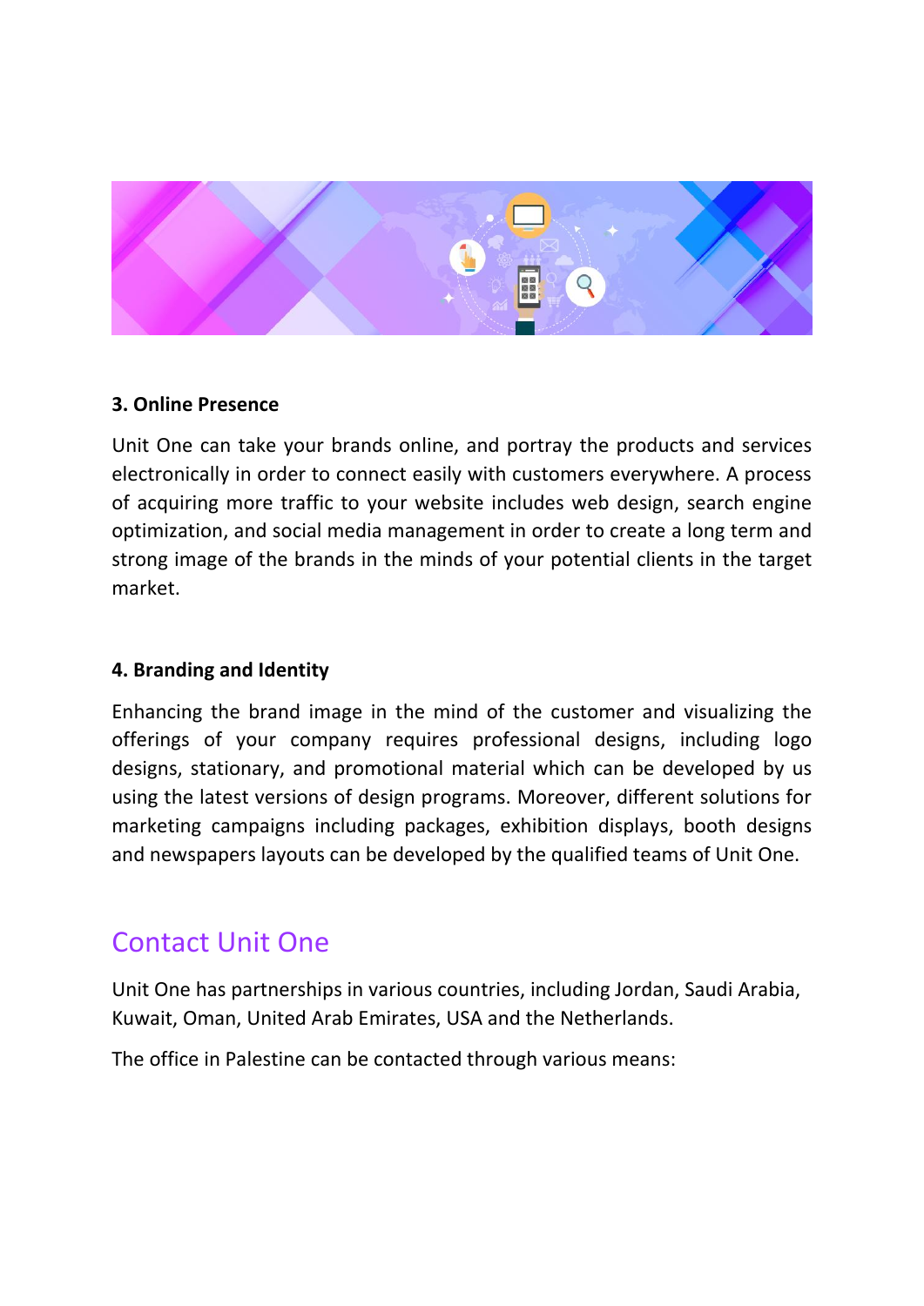**3. Online Presence**

Unit One can take your brands online, and portray the products and services electronically in order to connect easily with customers everywhere. A process of acquiring more traffic to your website includes web design, search engine optimization, and social media management in order to create a long term and strong image of the brands in the minds of your potential clients in the target market.

**4. Branding and Identity**

Enhancing the brand image in the mind of the customer and visualizing the offerings of your company requires professional designs, including logo designs, stationary, and promotional material which can be developed by us using the latest versions of design programs. Moreover, different solutions for marketing campaigns including packages, exhibition displays, booth designs and newspapers layouts can be developed by the qualified teams of Unit One.

## Contact Unit One

Unit One has partnerships in various countries, including Jordan, Saudi Arabia, Kuwait, Oman, United Arab Emirates, USA and the Netherlands.

The office in Palestine can be contacted through various means: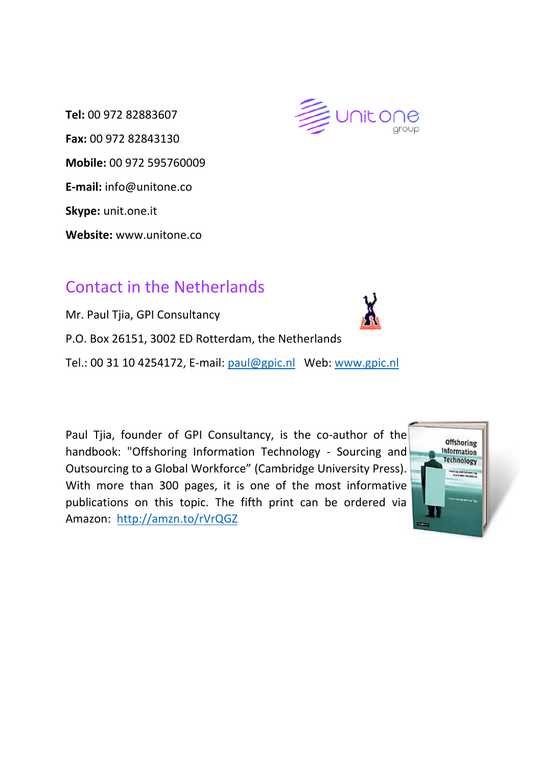**Tel:** 00 972 82883607

**Fax:** 00 972 82843130

**Mobile:** 00 972 595760009

**E-mail:** info@unitone.co

**Skype:** unit.one.it

**Website:** www.unitone.co

## Contact in the Netherlands

Mr. Paul Tjia, GPI Consultancy

P.O. Box 26151, 3002 ED Rotterdam, the Netherlands

Tel.: 00 31 10 4254172, E-mail: [paul@gpic.nl](mailto:paul@gpic.nl) Web: [www.gpic.nl](http://www.gpic.nl)

Paul Tjia, founder of GPI Consultancy, is the co-author of the handbook: "Offshoring Information Technology - Sourcing and Outsourcing to a Global Workforce" (Cambridge University Press). With more than 300 pages, it is one of the most informative publications on this topic. The fifth print can be ordered via Amazon: [http://amzn.to/rVrQGZ](http://amzn.to/rVrQGZ)